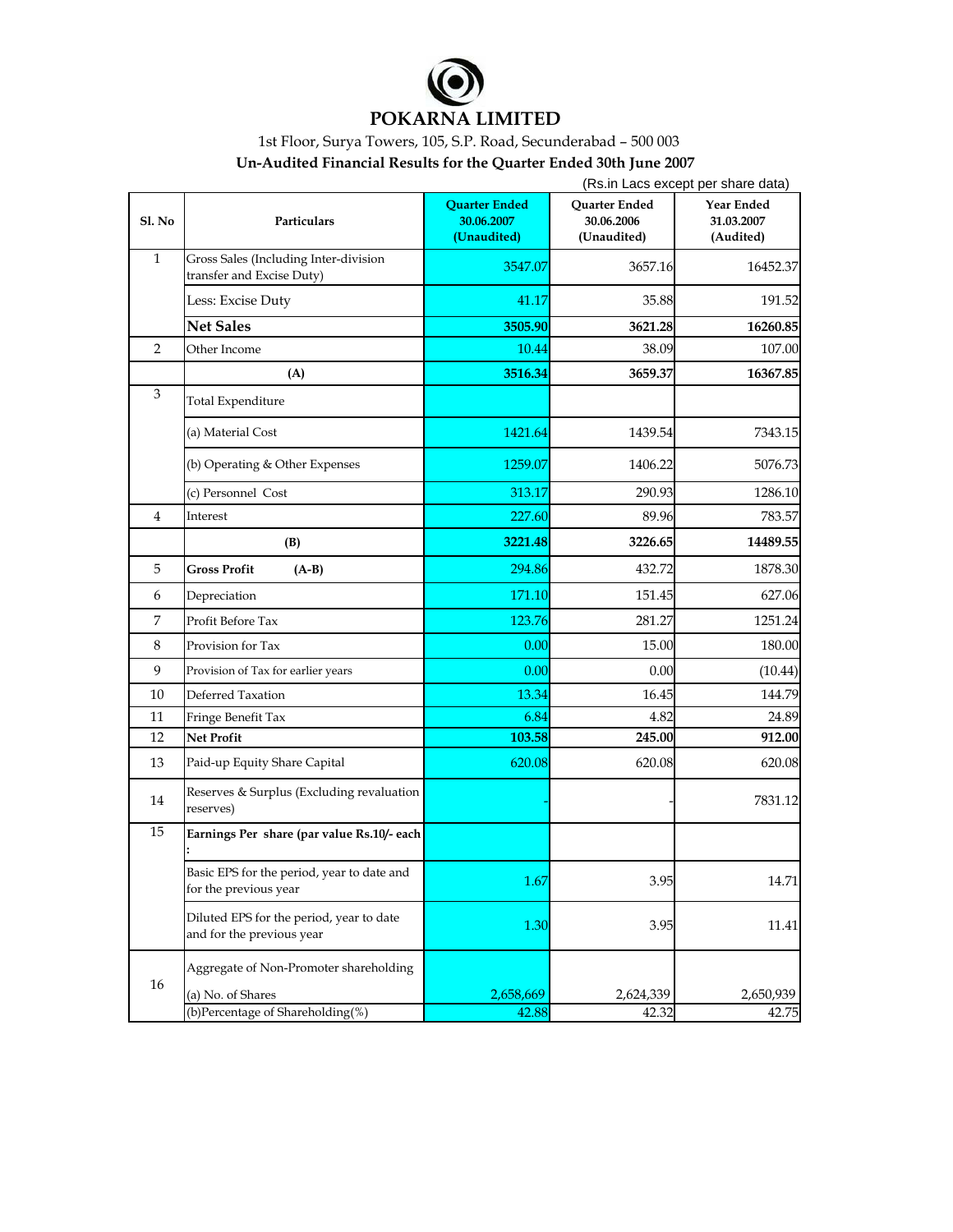# POKARNA LIMITED

1st Floor, Surya Towers, 105, S.P. Road, Secunderabad – 500 003

## Un-Audited Financial Results for the Quarter Ended 30th June 2007

(Rs.in Lacs except per share data)

| Sl. No | Particulars | Quarter Ended 30.06.2007 (Unaudited) | Quarter Ended 30.06.2006 (Unaudited) | Year Ended 31.03.2007 (Audited) |
|---|---|---|---|---|
| 1 | Gross Sales (Including Inter-division transfer and Excise Duty) | 3547.07 | 3657.16 | 16452.37 |
| | Less: Excise Duty | 41.17 | 35.88 | 191.52 |
| | **Net Sales** | **3505.90** | **3621.28** | **16260.85** |
| 2 | Other Income | 10.44 | 38.09 | 107.00 |
| | **(A)** | **3516.34** | **3659.37** | **16367.85** |
| 3 | Total Expenditure | | | |
| | (a) Material Cost | 1421.64 | 1439.54 | 7343.15 |
| | (b) Operating & Other Expenses | 1259.07 | 1406.22 | 5076.73 |
| | (c) Personnel Cost | 313.17 | 290.93 | 1286.10 |
| 4 | Interest | 227.60 | 89.96 | 783.57 |
| | **(B)** | **3221.48** | **3226.65** | **14489.55** |
| 5 | **Gross Profit (A-B)** | 294.86 | 432.72 | 1878.30 |
| 6 | Depreciation | 171.10 | 151.45 | 627.06 |
| 7 | Profit Before Tax | 123.76 | 281.27 | 1251.24 |
| 8 | Provision for Tax | 0.00 | 15.00 | 180.00 |
| 9 | Provision of Tax for earlier years | 0.00 | 0.00 | (10.44) |
| 10 | Deferred Taxation | 13.34 | 16.45 | 144.79 |
| 11 | Fringe Benefit Tax | 6.84 | 4.82 | 24.89 |
| 12 | **Net Profit** | **103.58** | **245.00** | **912.00** |
| 13 | Paid-up Equity Share Capital | 620.08 | 620.08 | 620.08 |
| 14 | Reserves & Surplus (Excluding revaluation reserves) | - | - | 7831.12 |
| 15 | **Earnings Per share (par value Rs.10/- each :** | | | |
| | Basic EPS for the period, year to date and for the previous year | 1.67 | 3.95 | 14.71 |
| | Diluted EPS for the period, year to date and for the previous year | 1.30 | 3.95 | 11.41 |
| 16 | Aggregate of Non-Promoter shareholding | | | |
| | (a) No. of Shares | 2,658,669 | 2,624,339 | 2,650,939 |
| | (b)Percentage of Shareholding(%) | 42.88 | 42.32 | 42.75 |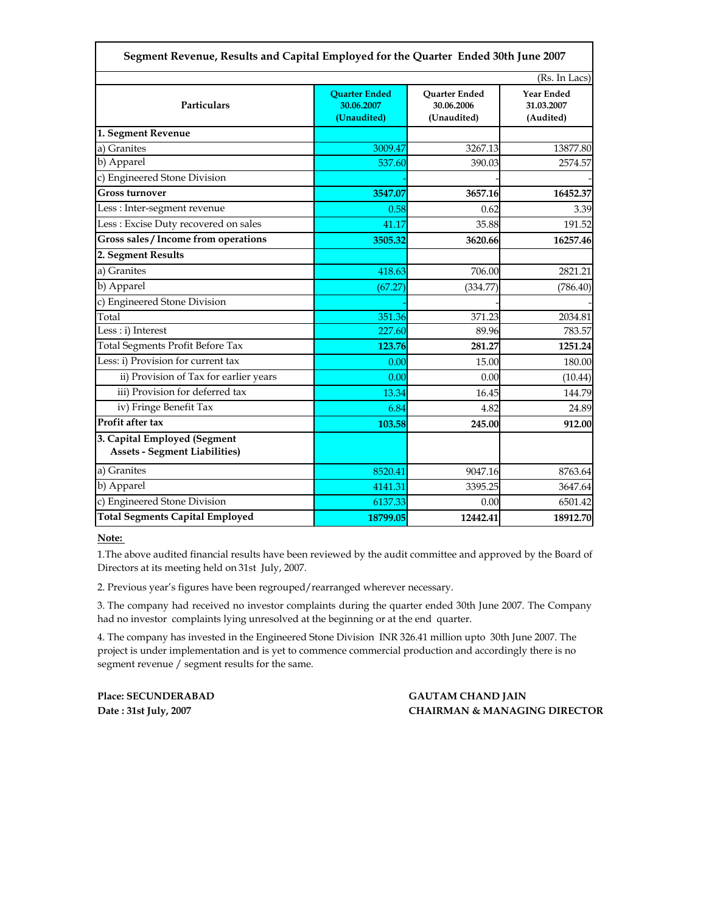## Segment Revenue, Results and Capital Employed for the Quarter Ended 30th June 2007

(Rs. In Lacs)

| Particulars | Quarter Ended 30.06.2007 (Unaudited) | Quarter Ended 30.06.2006 (Unaudited) | Year Ended 31.03.2007 (Audited) |
|---|---|---|---|
| **1. Segment Revenue** | | | |
| a) Granites | 3009.47 | 3267.13 | 13877.80 |
| b) Apparel | 537.60 | 390.03 | 2574.57 |
| c) Engineered Stone Division | - | - | - |
| **Gross turnover** | **3547.07** | **3657.16** | **16452.37** |
| Less : Inter-segment revenue | 0.58 | 0.62 | 3.39 |
| Less : Excise Duty recovered on sales | 41.17 | 35.88 | 191.52 |
| **Gross sales / Income from operations** | **3505.32** | **3620.66** | **16257.46** |
| **2. Segment Results** | | | |
| a) Granites | 418.63 | 706.00 | 2821.21 |
| b) Apparel | (67.27) | (334.77) | (786.40) |
| c) Engineered Stone Division | - | - | - |
| Total | 351.36 | 371.23 | 2034.81 |
| Less : i) Interest | 227.60 | 89.96 | 783.57 |
| Total Segments Profit Before Tax | **123.76** | **281.27** | **1251.24** |
| Less: i) Provision for current tax | 0.00 | 15.00 | 180.00 |
| ii) Provision of Tax for earlier years | 0.00 | 0.00 | (10.44) |
| iii) Provision for deferred tax | 13.34 | 16.45 | 144.79 |
| iv) Fringe Benefit Tax | 6.84 | 4.82 | 24.89 |
| **Profit after tax** | **103.58** | **245.00** | **912.00** |
| **3. Capital Employed (Segment Assets - Segment Liabilities)** | | | |
| a) Granites | 8520.41 | 9047.16 | 8763.64 |
| b) Apparel | 4141.31 | 3395.25 | 3647.64 |
| c) Engineered Stone Division | 6137.33 | 0.00 | 6501.42 |
| **Total Segments Capital Employed** | **18799.05** | **12442.41** | **18912.70** |

**Note:**

1.The above audited financial results have been reviewed by the audit committee and approved by the Board of Directors at its meeting held on 31st July, 2007.

2. Previous year's figures have been regrouped/rearranged wherever necessary.

3. The company had received no investor complaints during the quarter ended 30th June 2007. The Company had no investor complaints lying unresolved at the beginning or at the end quarter.

4. The company has invested in the Engineered Stone Division INR 326.41 million upto 30th June 2007. The project is under implementation and is yet to commence commercial production and accordingly there is no segment revenue / segment results for the same.

**Place: SECUNDERABAD**
**Date : 31st July, 2007**

**GAUTAM CHAND JAIN**
**CHAIRMAN & MANAGING DIRECTOR**